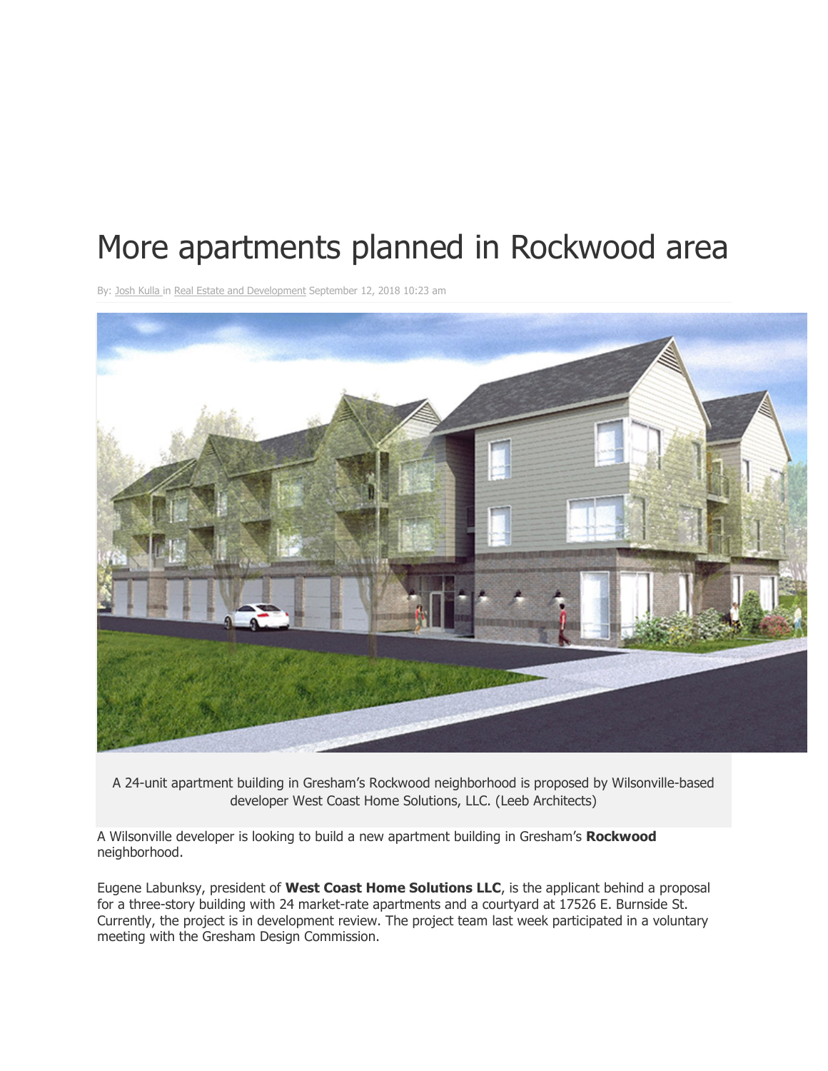# More apartments planned in Rockwood area

By: Josh Kulla in Real Estate and Development September 12, 2018 10:23 am

A 24-unit apartment building in Gresham's Rockwood neighborhood is proposed by Wilsonville-based developer West Coast Home Solutions, LLC. (Leeb Architects)

A Wilsonville developer is looking to build a new apartment building in Gresham's **Rockwood** neighborhood.

Eugene Labunksy, president of **West Coast Home Solutions LLC**, is the applicant behind a proposal for a three-story building with 24 market-rate apartments and a courtyard at 17526 E. Burnside St. Currently, the project is in development review. The project team last week participated in a voluntary meeting with the Gresham Design Commission.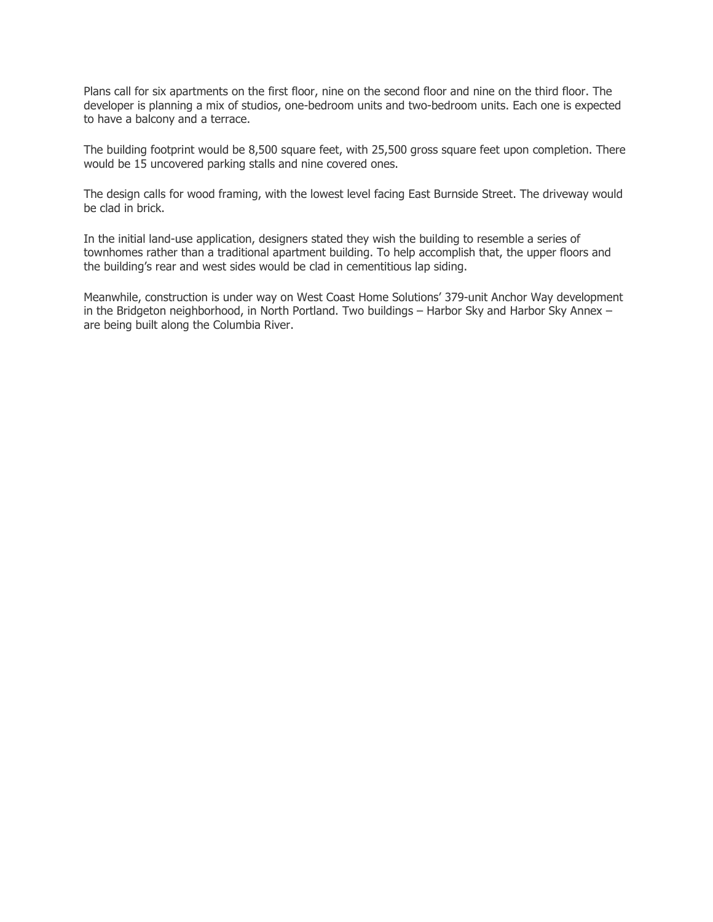Plans call for six apartments on the first floor, nine on the second floor and nine on the third floor. The developer is planning a mix of studios, one-bedroom units and two-bedroom units. Each one is expected to have a balcony and a terrace.

The building footprint would be 8,500 square feet, with 25,500 gross square feet upon completion. There would be 15 uncovered parking stalls and nine covered ones.

The design calls for wood framing, with the lowest level facing East Burnside Street. The driveway would be clad in brick.

In the initial land-use application, designers stated they wish the building to resemble a series of townhomes rather than a traditional apartment building. To help accomplish that, the upper floors and the building's rear and west sides would be clad in cementitious lap siding.

Meanwhile, construction is under way on West Coast Home Solutions' 379-unit Anchor Way development in the Bridgeton neighborhood, in North Portland. Two buildings – Harbor Sky and Harbor Sky Annex – are being built along the Columbia River.